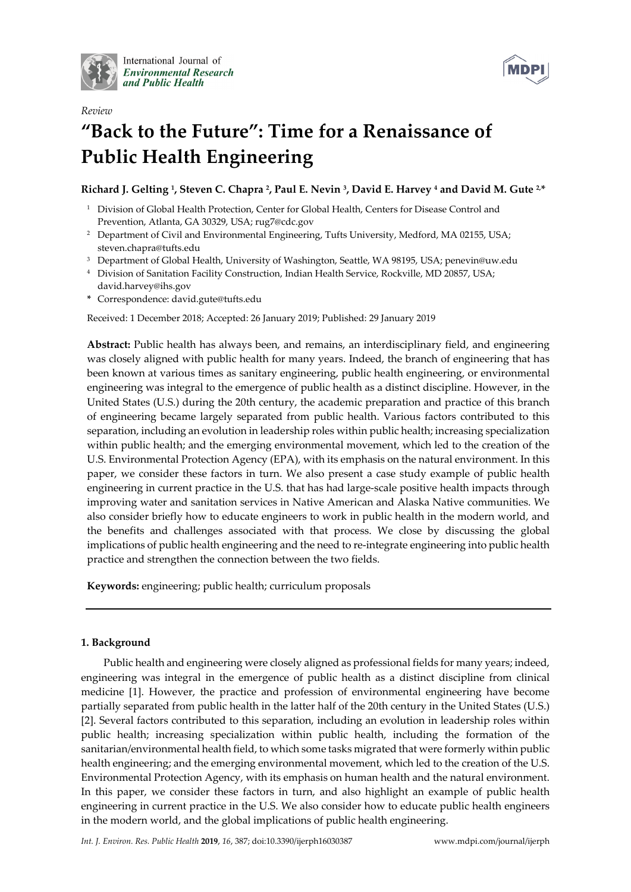International Journal of *Environmental Research and Public Health*

*Review*

# "Back to the Future": Time for a Renaissance of Public Health Engineering

**Richard J. Gelting [1], Steven C. Chapra [2], Paul E. Nevin [3], David E. Harvey [4] and David M. Gute [2,*]**

[1] Division of Global Health Protection, Center for Global Health, Centers for Disease Control and Prevention, Atlanta, GA 30329, USA; rug7@cdc.gov
[2] Department of Civil and Environmental Engineering, Tufts University, Medford, MA 02155, USA; steven.chapra@tufts.edu
[3] Department of Global Health, University of Washington, Seattle, WA 98195, USA; penevin@uw.edu
[4] Division of Sanitation Facility Construction, Indian Health Service, Rockville, MD 20857, USA; david.harvey@ihs.gov
\* Correspondence: david.gute@tufts.edu

Received: 1 December 2018; Accepted: 26 January 2019; Published: 29 January 2019

**Abstract:** Public health has always been, and remains, an interdisciplinary field, and engineering was closely aligned with public health for many years. Indeed, the branch of engineering that has been known at various times as sanitary engineering, public health engineering, or environmental engineering was integral to the emergence of public health as a distinct discipline. However, in the United States (U.S.) during the 20th century, the academic preparation and practice of this branch of engineering became largely separated from public health. Various factors contributed to this separation, including an evolution in leadership roles within public health; increasing specialization within public health; and the emerging environmental movement, which led to the creation of the U.S. Environmental Protection Agency (EPA), with its emphasis on the natural environment. In this paper, we consider these factors in turn. We also present a case study example of public health engineering in current practice in the U.S. that has had large-scale positive health impacts through improving water and sanitation services in Native American and Alaska Native communities. We also consider briefly how to educate engineers to work in public health in the modern world, and the benefits and challenges associated with that process. We close by discussing the global implications of public health engineering and the need to re-integrate engineering into public health practice and strengthen the connection between the two fields.

**Keywords:** engineering; public health; curriculum proposals

---

## 1. Background

Public health and engineering were closely aligned as professional fields for many years; indeed, engineering was integral in the emergence of public health as a distinct discipline from clinical medicine [1]. However, the practice and profession of environmental engineering have become partially separated from public health in the latter half of the 20th century in the United States (U.S.) [2]. Several factors contributed to this separation, including an evolution in leadership roles within public health; increasing specialization within public health, including the formation of the sanitarian/environmental health field, to which some tasks migrated that were formerly within public health engineering; and the emerging environmental movement, which led to the creation of the U.S. Environmental Protection Agency, with its emphasis on human health and the natural environment. In this paper, we consider these factors in turn, and also highlight an example of public health engineering in current practice in the U.S. We also consider how to educate public health engineers in the modern world, and the global implications of public health engineering.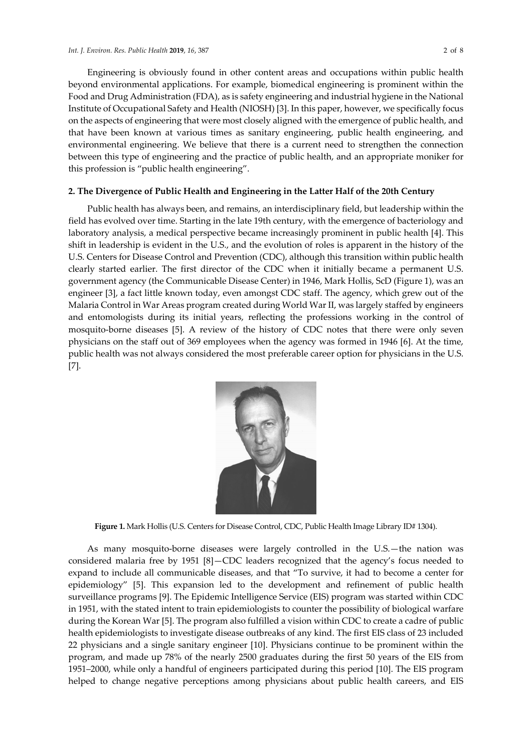Engineering is obviously found in other content areas and occupations within public health beyond environmental applications. For example, biomedical engineering is prominent within the Food and Drug Administration (FDA), as is safety engineering and industrial hygiene in the National Institute of Occupational Safety and Health (NIOSH) [3]. In this paper, however, we specifically focus on the aspects of engineering that were most closely aligned with the emergence of public health, and that have been known at various times as sanitary engineering, public health engineering, and environmental engineering. We believe that there is a current need to strengthen the connection between this type of engineering and the practice of public health, and an appropriate moniker for this profession is "public health engineering".

## 2. The Divergence of Public Health and Engineering in the Latter Half of the 20th Century

Public health has always been, and remains, an interdisciplinary field, but leadership within the field has evolved over time. Starting in the late 19th century, with the emergence of bacteriology and laboratory analysis, a medical perspective became increasingly prominent in public health [4]. This shift in leadership is evident in the U.S., and the evolution of roles is apparent in the history of the U.S. Centers for Disease Control and Prevention (CDC), although this transition within public health clearly started earlier. The first director of the CDC when it initially became a permanent U.S. government agency (the Communicable Disease Center) in 1946, Mark Hollis, ScD (Figure 1), was an engineer [3], a fact little known today, even amongst CDC staff. The agency, which grew out of the Malaria Control in War Areas program created during World War II, was largely staffed by engineers and entomologists during its initial years, reflecting the professions working in the control of mosquito-borne diseases [5]. A review of the history of CDC notes that there were only seven physicians on the staff out of 369 employees when the agency was formed in 1946 [6]. At the time, public health was not always considered the most preferable career option for physicians in the U.S. [7].

**Figure 1.** Mark Hollis (U.S. Centers for Disease Control, CDC, Public Health Image Library ID# 1304).

As many mosquito-borne diseases were largely controlled in the U.S.—the nation was considered malaria free by 1951 [8]—CDC leaders recognized that the agency's focus needed to expand to include all communicable diseases, and that "To survive, it had to become a center for epidemiology" [5]. This expansion led to the development and refinement of public health surveillance programs [9]. The Epidemic Intelligence Service (EIS) program was started within CDC in 1951, with the stated intent to train epidemiologists to counter the possibility of biological warfare during the Korean War [5]. The program also fulfilled a vision within CDC to create a cadre of public health epidemiologists to investigate disease outbreaks of any kind. The first EIS class of 23 included 22 physicians and a single sanitary engineer [10]. Physicians continue to be prominent within the program, and made up 78% of the nearly 2500 graduates during the first 50 years of the EIS from 1951–2000, while only a handful of engineers participated during this period [10]. The EIS program helped to change negative perceptions among physicians about public health careers, and EIS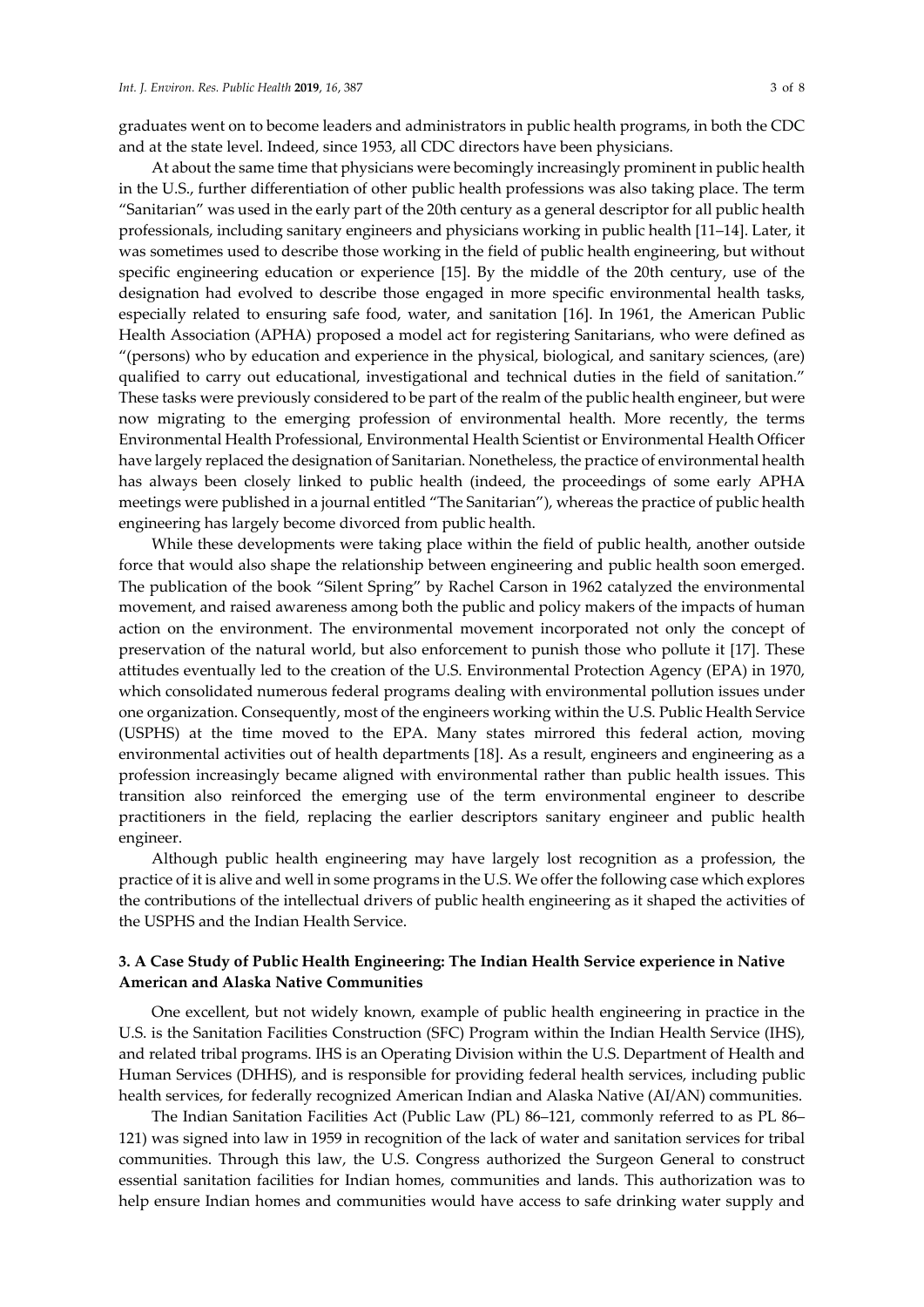graduates went on to become leaders and administrators in public health programs, in both the CDC and at the state level. Indeed, since 1953, all CDC directors have been physicians.

At about the same time that physicians were becomingly increasingly prominent in public health in the U.S., further differentiation of other public health professions was also taking place. The term "Sanitarian" was used in the early part of the 20th century as a general descriptor for all public health professionals, including sanitary engineers and physicians working in public health [11–14]. Later, it was sometimes used to describe those working in the field of public health engineering, but without specific engineering education or experience [15]. By the middle of the 20th century, use of the designation had evolved to describe those engaged in more specific environmental health tasks, especially related to ensuring safe food, water, and sanitation [16]. In 1961, the American Public Health Association (APHA) proposed a model act for registering Sanitarians, who were defined as "(persons) who by education and experience in the physical, biological, and sanitary sciences, (are) qualified to carry out educational, investigational and technical duties in the field of sanitation." These tasks were previously considered to be part of the realm of the public health engineer, but were now migrating to the emerging profession of environmental health. More recently, the terms Environmental Health Professional, Environmental Health Scientist or Environmental Health Officer have largely replaced the designation of Sanitarian. Nonetheless, the practice of environmental health has always been closely linked to public health (indeed, the proceedings of some early APHA meetings were published in a journal entitled "The Sanitarian"), whereas the practice of public health engineering has largely become divorced from public health.

While these developments were taking place within the field of public health, another outside force that would also shape the relationship between engineering and public health soon emerged. The publication of the book "Silent Spring" by Rachel Carson in 1962 catalyzed the environmental movement, and raised awareness among both the public and policy makers of the impacts of human action on the environment. The environmental movement incorporated not only the concept of preservation of the natural world, but also enforcement to punish those who pollute it [17]. These attitudes eventually led to the creation of the U.S. Environmental Protection Agency (EPA) in 1970, which consolidated numerous federal programs dealing with environmental pollution issues under one organization. Consequently, most of the engineers working within the U.S. Public Health Service (USPHS) at the time moved to the EPA. Many states mirrored this federal action, moving environmental activities out of health departments [18]. As a result, engineers and engineering as a profession increasingly became aligned with environmental rather than public health issues. This transition also reinforced the emerging use of the term environmental engineer to describe practitioners in the field, replacing the earlier descriptors sanitary engineer and public health engineer.

Although public health engineering may have largely lost recognition as a profession, the practice of it is alive and well in some programs in the U.S. We offer the following case which explores the contributions of the intellectual drivers of public health engineering as it shaped the activities of the USPHS and the Indian Health Service.

## 3. A Case Study of Public Health Engineering: The Indian Health Service experience in Native American and Alaska Native Communities

One excellent, but not widely known, example of public health engineering in practice in the U.S. is the Sanitation Facilities Construction (SFC) Program within the Indian Health Service (IHS), and related tribal programs. IHS is an Operating Division within the U.S. Department of Health and Human Services (DHHS), and is responsible for providing federal health services, including public health services, for federally recognized American Indian and Alaska Native (AI/AN) communities.

The Indian Sanitation Facilities Act (Public Law (PL) 86–121, commonly referred to as PL 86–121) was signed into law in 1959 in recognition of the lack of water and sanitation services for tribal communities. Through this law, the U.S. Congress authorized the Surgeon General to construct essential sanitation facilities for Indian homes, communities and lands. This authorization was to help ensure Indian homes and communities would have access to safe drinking water supply and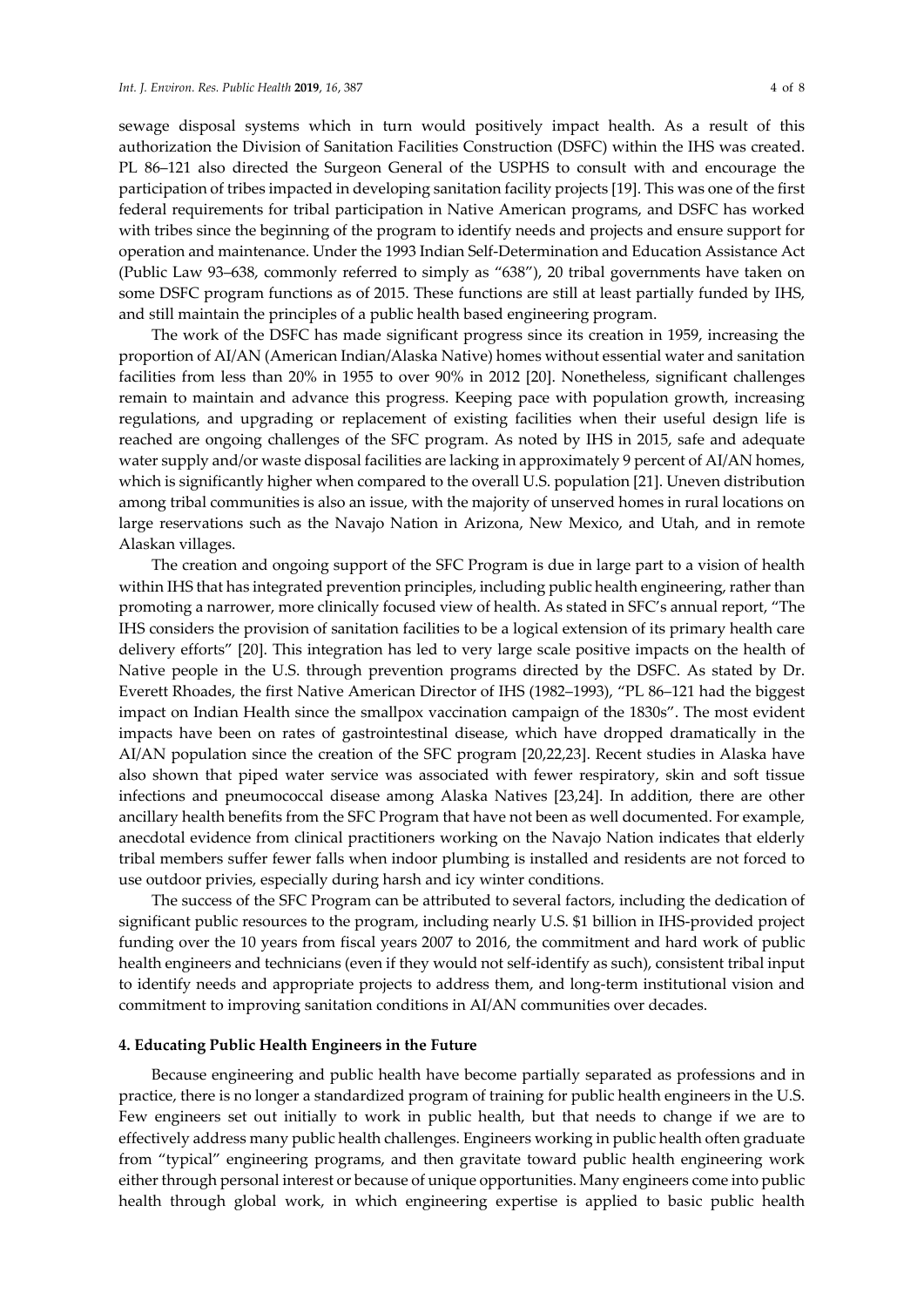sewage disposal systems which in turn would positively impact health. As a result of this authorization the Division of Sanitation Facilities Construction (DSFC) within the IHS was created. PL 86–121 also directed the Surgeon General of the USPHS to consult with and encourage the participation of tribes impacted in developing sanitation facility projects [19]. This was one of the first federal requirements for tribal participation in Native American programs, and DSFC has worked with tribes since the beginning of the program to identify needs and projects and ensure support for operation and maintenance. Under the 1993 Indian Self-Determination and Education Assistance Act (Public Law 93–638, commonly referred to simply as "638"), 20 tribal governments have taken on some DSFC program functions as of 2015. These functions are still at least partially funded by IHS, and still maintain the principles of a public health based engineering program.

The work of the DSFC has made significant progress since its creation in 1959, increasing the proportion of AI/AN (American Indian/Alaska Native) homes without essential water and sanitation facilities from less than 20% in 1955 to over 90% in 2012 [20]. Nonetheless, significant challenges remain to maintain and advance this progress. Keeping pace with population growth, increasing regulations, and upgrading or replacement of existing facilities when their useful design life is reached are ongoing challenges of the SFC program. As noted by IHS in 2015, safe and adequate water supply and/or waste disposal facilities are lacking in approximately 9 percent of AI/AN homes, which is significantly higher when compared to the overall U.S. population [21]. Uneven distribution among tribal communities is also an issue, with the majority of unserved homes in rural locations on large reservations such as the Navajo Nation in Arizona, New Mexico, and Utah, and in remote Alaskan villages.

The creation and ongoing support of the SFC Program is due in large part to a vision of health within IHS that has integrated prevention principles, including public health engineering, rather than promoting a narrower, more clinically focused view of health. As stated in SFC's annual report, "The IHS considers the provision of sanitation facilities to be a logical extension of its primary health care delivery efforts" [20]. This integration has led to very large scale positive impacts on the health of Native people in the U.S. through prevention programs directed by the DSFC. As stated by Dr. Everett Rhoades, the first Native American Director of IHS (1982–1993), "PL 86–121 had the biggest impact on Indian Health since the smallpox vaccination campaign of the 1830s". The most evident impacts have been on rates of gastrointestinal disease, which have dropped dramatically in the AI/AN population since the creation of the SFC program [20,22,23]. Recent studies in Alaska have also shown that piped water service was associated with fewer respiratory, skin and soft tissue infections and pneumococcal disease among Alaska Natives [23,24]. In addition, there are other ancillary health benefits from the SFC Program that have not been as well documented. For example, anecdotal evidence from clinical practitioners working on the Navajo Nation indicates that elderly tribal members suffer fewer falls when indoor plumbing is installed and residents are not forced to use outdoor privies, especially during harsh and icy winter conditions.

The success of the SFC Program can be attributed to several factors, including the dedication of significant public resources to the program, including nearly U.S. $1 billion in IHS-provided project funding over the 10 years from fiscal years 2007 to 2016, the commitment and hard work of public health engineers and technicians (even if they would not self-identify as such), consistent tribal input to identify needs and appropriate projects to address them, and long-term institutional vision and commitment to improving sanitation conditions in AI/AN communities over decades.

## 4. Educating Public Health Engineers in the Future

Because engineering and public health have become partially separated as professions and in practice, there is no longer a standardized program of training for public health engineers in the U.S. Few engineers set out initially to work in public health, but that needs to change if we are to effectively address many public health challenges. Engineers working in public health often graduate from "typical" engineering programs, and then gravitate toward public health engineering work either through personal interest or because of unique opportunities. Many engineers come into public health through global work, in which engineering expertise is applied to basic public health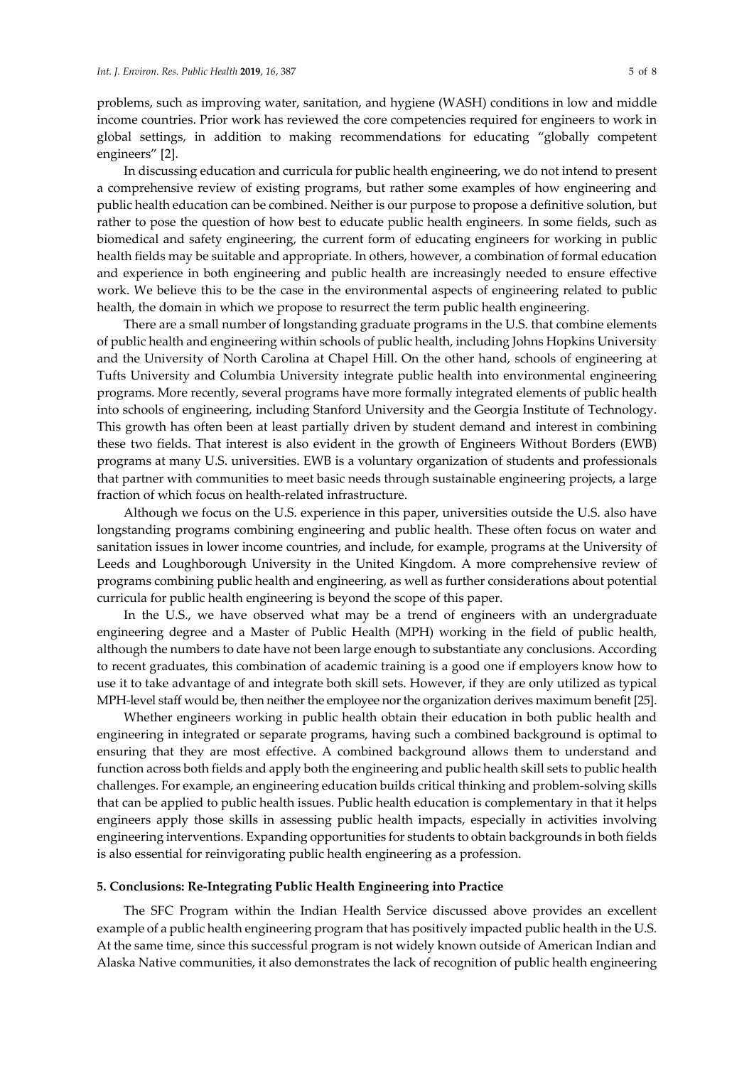problems, such as improving water, sanitation, and hygiene (WASH) conditions in low and middle income countries. Prior work has reviewed the core competencies required for engineers to work in global settings, in addition to making recommendations for educating "globally competent engineers" [2].

In discussing education and curricula for public health engineering, we do not intend to present a comprehensive review of existing programs, but rather some examples of how engineering and public health education can be combined. Neither is our purpose to propose a definitive solution, but rather to pose the question of how best to educate public health engineers. In some fields, such as biomedical and safety engineering, the current form of educating engineers for working in public health fields may be suitable and appropriate. In others, however, a combination of formal education and experience in both engineering and public health are increasingly needed to ensure effective work. We believe this to be the case in the environmental aspects of engineering related to public health, the domain in which we propose to resurrect the term public health engineering.

There are a small number of longstanding graduate programs in the U.S. that combine elements of public health and engineering within schools of public health, including Johns Hopkins University and the University of North Carolina at Chapel Hill. On the other hand, schools of engineering at Tufts University and Columbia University integrate public health into environmental engineering programs. More recently, several programs have more formally integrated elements of public health into schools of engineering, including Stanford University and the Georgia Institute of Technology. This growth has often been at least partially driven by student demand and interest in combining these two fields. That interest is also evident in the growth of Engineers Without Borders (EWB) programs at many U.S. universities. EWB is a voluntary organization of students and professionals that partner with communities to meet basic needs through sustainable engineering projects, a large fraction of which focus on health-related infrastructure.

Although we focus on the U.S. experience in this paper, universities outside the U.S. also have longstanding programs combining engineering and public health. These often focus on water and sanitation issues in lower income countries, and include, for example, programs at the University of Leeds and Loughborough University in the United Kingdom. A more comprehensive review of programs combining public health and engineering, as well as further considerations about potential curricula for public health engineering is beyond the scope of this paper.

In the U.S., we have observed what may be a trend of engineers with an undergraduate engineering degree and a Master of Public Health (MPH) working in the field of public health, although the numbers to date have not been large enough to substantiate any conclusions. According to recent graduates, this combination of academic training is a good one if employers know how to use it to take advantage of and integrate both skill sets. However, if they are only utilized as typical MPH-level staff would be, then neither the employee nor the organization derives maximum benefit [25].

Whether engineers working in public health obtain their education in both public health and engineering in integrated or separate programs, having such a combined background is optimal to ensuring that they are most effective. A combined background allows them to understand and function across both fields and apply both the engineering and public health skill sets to public health challenges. For example, an engineering education builds critical thinking and problem-solving skills that can be applied to public health issues. Public health education is complementary in that it helps engineers apply those skills in assessing public health impacts, especially in activities involving engineering interventions. Expanding opportunities for students to obtain backgrounds in both fields is also essential for reinvigorating public health engineering as a profession.

## 5. Conclusions: Re-Integrating Public Health Engineering into Practice

The SFC Program within the Indian Health Service discussed above provides an excellent example of a public health engineering program that has positively impacted public health in the U.S. At the same time, since this successful program is not widely known outside of American Indian and Alaska Native communities, it also demonstrates the lack of recognition of public health engineering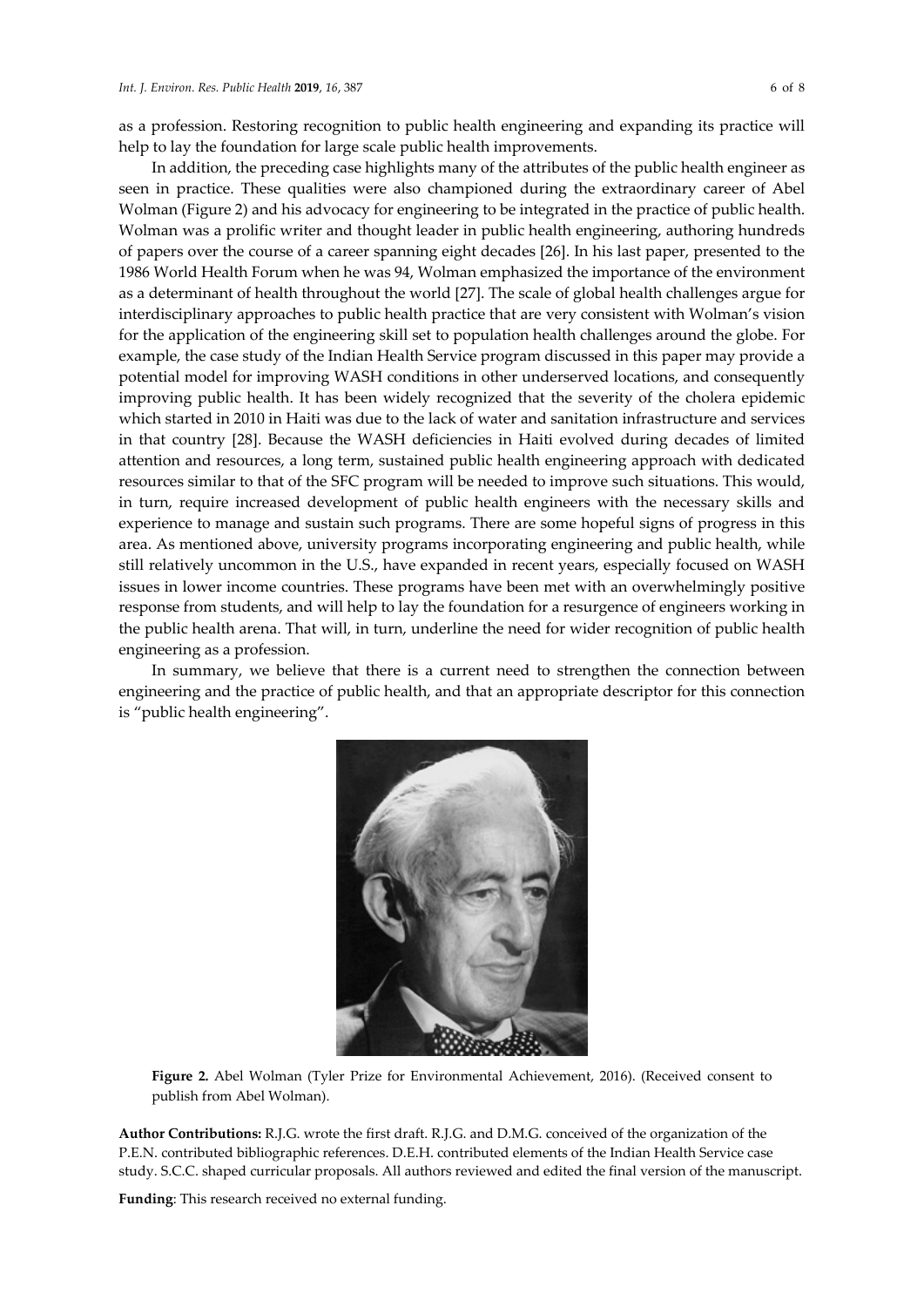as a profession. Restoring recognition to public health engineering and expanding its practice will help to lay the foundation for large scale public health improvements.

In addition, the preceding case highlights many of the attributes of the public health engineer as seen in practice. These qualities were also championed during the extraordinary career of Abel Wolman (Figure 2) and his advocacy for engineering to be integrated in the practice of public health. Wolman was a prolific writer and thought leader in public health engineering, authoring hundreds of papers over the course of a career spanning eight decades [26]. In his last paper, presented to the 1986 World Health Forum when he was 94, Wolman emphasized the importance of the environment as a determinant of health throughout the world [27]. The scale of global health challenges argue for interdisciplinary approaches to public health practice that are very consistent with Wolman's vision for the application of the engineering skill set to population health challenges around the globe. For example, the case study of the Indian Health Service program discussed in this paper may provide a potential model for improving WASH conditions in other underserved locations, and consequently improving public health. It has been widely recognized that the severity of the cholera epidemic which started in 2010 in Haiti was due to the lack of water and sanitation infrastructure and services in that country [28]. Because the WASH deficiencies in Haiti evolved during decades of limited attention and resources, a long term, sustained public health engineering approach with dedicated resources similar to that of the SFC program will be needed to improve such situations. This would, in turn, require increased development of public health engineers with the necessary skills and experience to manage and sustain such programs. There are some hopeful signs of progress in this area. As mentioned above, university programs incorporating engineering and public health, while still relatively uncommon in the U.S., have expanded in recent years, especially focused on WASH issues in lower income countries. These programs have been met with an overwhelmingly positive response from students, and will help to lay the foundation for a resurgence of engineers working in the public health arena. That will, in turn, underline the need for wider recognition of public health engineering as a profession.

In summary, we believe that there is a current need to strengthen the connection between engineering and the practice of public health, and that an appropriate descriptor for this connection is "public health engineering".

**Figure 2.** Abel Wolman (Tyler Prize for Environmental Achievement, 2016). (Received consent to publish from Abel Wolman).

**Author Contributions:** R.J.G. wrote the first draft. R.J.G. and D.M.G. conceived of the organization of the P.E.N. contributed bibliographic references. D.E.H. contributed elements of the Indian Health Service case study. S.C.C. shaped curricular proposals. All authors reviewed and edited the final version of the manuscript.

**Funding**: This research received no external funding.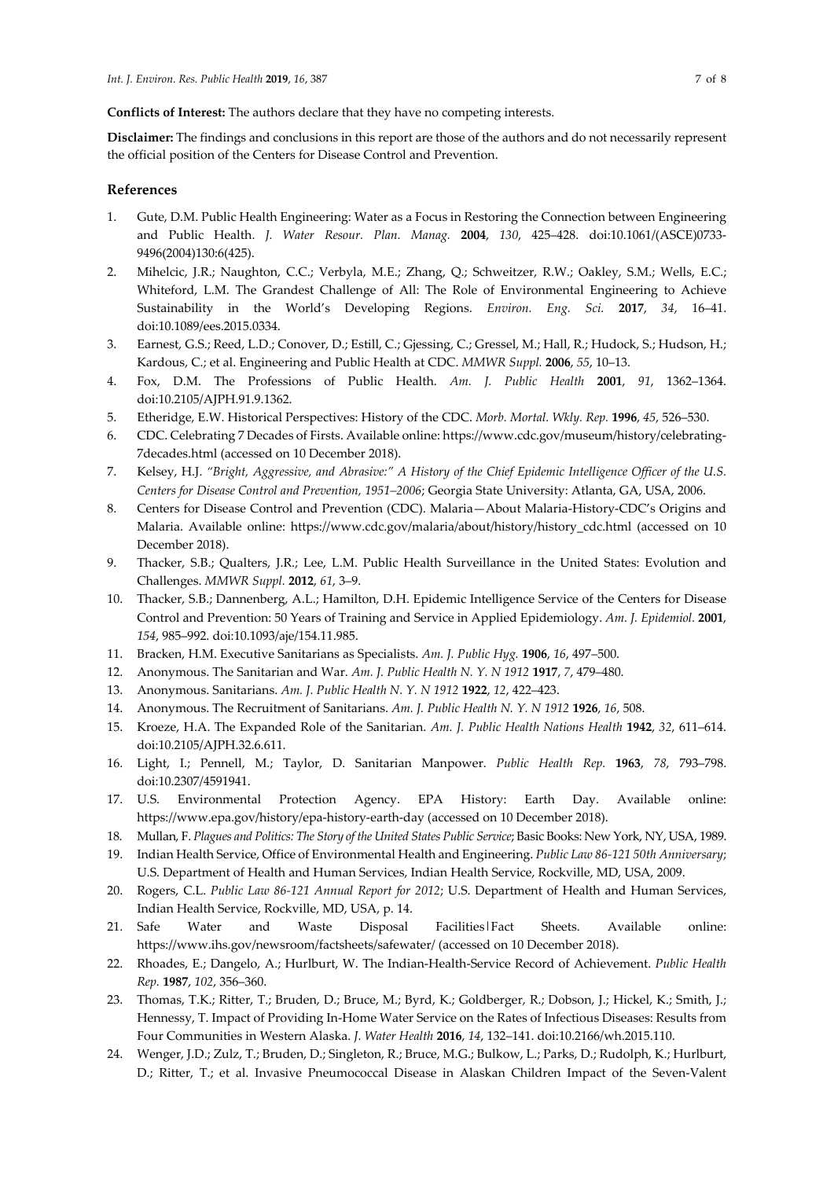**Conflicts of Interest:** The authors declare that they have no competing interests.

**Disclaimer:** The findings and conclusions in this report are those of the authors and do not necessarily represent the official position of the Centers for Disease Control and Prevention.

## References

1. Gute, D.M. Public Health Engineering: Water as a Focus in Restoring the Connection between Engineering and Public Health. *J. Water Resour. Plan. Manag.* **2004**, *130*, 425–428. doi:10.1061/(ASCE)0733-9496(2004)130:6(425).
2. Mihelcic, J.R.; Naughton, C.C.; Verbyla, M.E.; Zhang, Q.; Schweitzer, R.W.; Oakley, S.M.; Wells, E.C.; Whiteford, L.M. The Grandest Challenge of All: The Role of Environmental Engineering to Achieve Sustainability in the World's Developing Regions. *Environ. Eng. Sci.* **2017**, *34*, 16–41. doi:10.1089/ees.2015.0334.
3. Earnest, G.S.; Reed, L.D.; Conover, D.; Estill, C.; Gjessing, C.; Gressel, M.; Hall, R.; Hudock, S.; Hudson, H.; Kardous, C.; et al. Engineering and Public Health at CDC. *MMWR Suppl.* **2006**, *55*, 10–13.
4. Fox, D.M. The Professions of Public Health. *Am. J. Public Health* **2001**, *91*, 1362–1364. doi:10.2105/AJPH.91.9.1362.
5. Etheridge, E.W. Historical Perspectives: History of the CDC. *Morb. Mortal. Wkly. Rep.* **1996**, *45*, 526–530.
6. CDC. Celebrating 7 Decades of Firsts. Available online: https://www.cdc.gov/museum/history/celebrating-7decades.html (accessed on 10 December 2018).
7. Kelsey, H.J. *"Bright, Aggressive, and Abrasive:" A History of the Chief Epidemic Intelligence Officer of the U.S. Centers for Disease Control and Prevention, 1951–2006*; Georgia State University: Atlanta, GA, USA, 2006.
8. Centers for Disease Control and Prevention (CDC). Malaria—About Malaria-History-CDC's Origins and Malaria. Available online: https://www.cdc.gov/malaria/about/history/history_cdc.html (accessed on 10 December 2018).
9. Thacker, S.B.; Qualters, J.R.; Lee, L.M. Public Health Surveillance in the United States: Evolution and Challenges. *MMWR Suppl.* **2012**, *61*, 3–9.
10. Thacker, S.B.; Dannenberg, A.L.; Hamilton, D.H. Epidemic Intelligence Service of the Centers for Disease Control and Prevention: 50 Years of Training and Service in Applied Epidemiology. *Am. J. Epidemiol.* **2001**, *154*, 985–992. doi:10.1093/aje/154.11.985.
11. Bracken, H.M. Executive Sanitarians as Specialists. *Am. J. Public Hyg.* **1906**, *16*, 497–500.
12. Anonymous. The Sanitarian and War. *Am. J. Public Health N. Y. N 1912* **1917**, *7*, 479–480.
13. Anonymous. Sanitarians. *Am. J. Public Health N. Y. N 1912* **1922**, *12*, 422–423.
14. Anonymous. The Recruitment of Sanitarians. *Am. J. Public Health N. Y. N 1912* **1926**, *16*, 508.
15. Kroeze, H.A. The Expanded Role of the Sanitarian. *Am. J. Public Health Nations Health* **1942**, *32*, 611–614. doi:10.2105/AJPH.32.6.611.
16. Light, I.; Pennell, M.; Taylor, D. Sanitarian Manpower. *Public Health Rep.* **1963**, *78*, 793–798. doi:10.2307/4591941.
17. U.S. Environmental Protection Agency. EPA History: Earth Day. Available online: https://www.epa.gov/history/epa-history-earth-day (accessed on 10 December 2018).
18. Mullan, F. *Plagues and Politics: The Story of the United States Public Service*; Basic Books: New York, NY, USA, 1989.
19. Indian Health Service, Office of Environmental Health and Engineering. *Public Law 86-121 50th Anniversary*; U.S. Department of Health and Human Services, Indian Health Service, Rockville, MD, USA, 2009.
20. Rogers, C.L. *Public Law 86-121 Annual Report for 2012*; U.S. Department of Health and Human Services, Indian Health Service, Rockville, MD, USA, p. 14.
21. Safe Water and Waste Disposal Facilities|Fact Sheets. Available online: https://www.ihs.gov/newsroom/factsheets/safewater/ (accessed on 10 December 2018).
22. Rhoades, E.; Dangelo, A.; Hurlburt, W. The Indian-Health-Service Record of Achievement. *Public Health Rep.* **1987**, *102*, 356–360.
23. Thomas, T.K.; Ritter, T.; Bruden, D.; Bruce, M.; Byrd, K.; Goldberger, R.; Dobson, J.; Hickel, K.; Smith, J.; Hennessy, T. Impact of Providing In-Home Water Service on the Rates of Infectious Diseases: Results from Four Communities in Western Alaska. *J. Water Health* **2016**, *14*, 132–141. doi:10.2166/wh.2015.110.
24. Wenger, J.D.; Zulz, T.; Bruden, D.; Singleton, R.; Bruce, M.G.; Bulkow, L.; Parks, D.; Rudolph, K.; Hurlburt, D.; Ritter, T.; et al. Invasive Pneumococcal Disease in Alaskan Children Impact of the Seven-Valent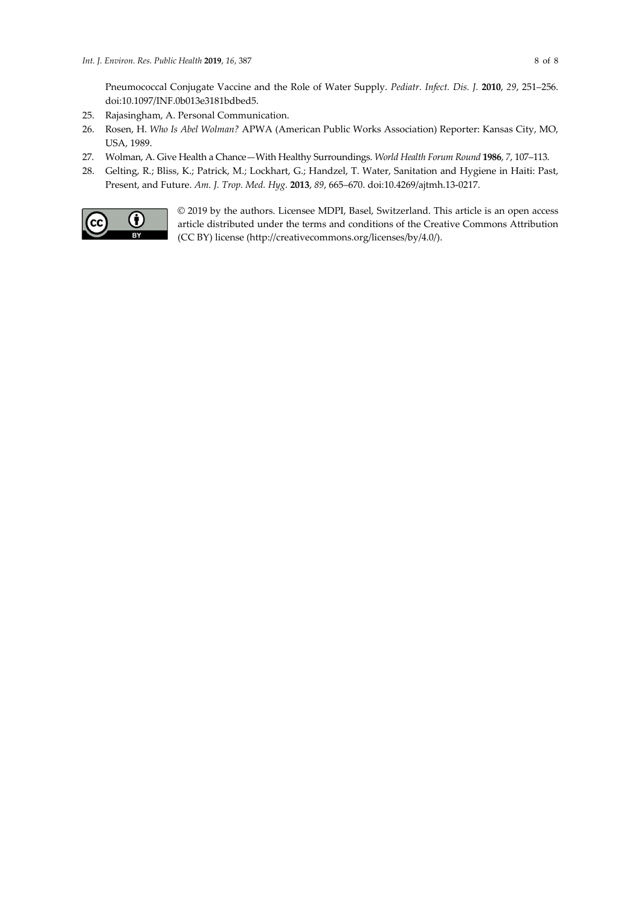Pneumococcal Conjugate Vaccine and the Role of Water Supply. *Pediatr. Infect. Dis. J.* **2010**, *29*, 251–256. doi:10.1097/INF.0b013e3181bdbed5.

25. Rajasingham, A. Personal Communication.
26. Rosen, H. *Who Is Abel Wolman?* APWA (American Public Works Association) Reporter: Kansas City, MO, USA, 1989.
27. Wolman, A. Give Health a Chance—With Healthy Surroundings. *World Health Forum Round* **1986**, *7*, 107–113.
28. Gelting, R.; Bliss, K.; Patrick, M.; Lockhart, G.; Handzel, T. Water, Sanitation and Hygiene in Haiti: Past, Present, and Future. *Am. J. Trop. Med. Hyg.* **2013**, *89*, 665–670. doi:10.4269/ajtmh.13-0217.

© 2019 by the authors. Licensee MDPI, Basel, Switzerland. This article is an open access article distributed under the terms and conditions of the Creative Commons Attribution (CC BY) license (http://creativecommons.org/licenses/by/4.0/).